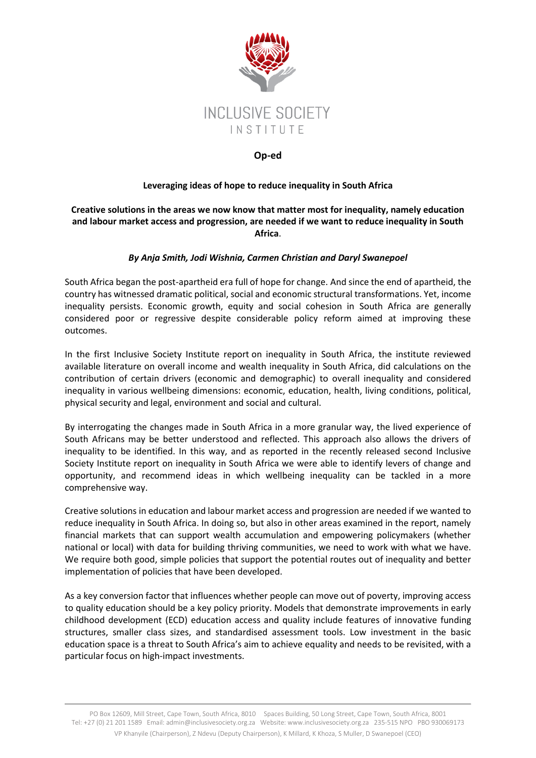INCLUSIVE SOCIETY INSTITUTE

**Op-ed**

# Leveraging ideas of hope to reduce inequality in South Africa

**Creative solutions in the areas we now know that matter most for inequality, namely education and labour market access and progression, are needed if we want to reduce inequality in South Africa.**

***By Anja Smith, Jodi Wishnia, Carmen Christian and Daryl Swanepoel***

South Africa began the post-apartheid era full of hope for change. And since the end of apartheid, the country has witnessed dramatic political, social and economic structural transformations. Yet, income inequality persists. Economic growth, equity and social cohesion in South Africa are generally considered poor or regressive despite considerable policy reform aimed at improving these outcomes.

In the first Inclusive Society Institute report on inequality in South Africa, the institute reviewed available literature on overall income and wealth inequality in South Africa, did calculations on the contribution of certain drivers (economic and demographic) to overall inequality and considered inequality in various wellbeing dimensions: economic, education, health, living conditions, political, physical security and legal, environment and social and cultural.

By interrogating the changes made in South Africa in a more granular way, the lived experience of South Africans may be better understood and reflected. This approach also allows the drivers of inequality to be identified. In this way, and as reported in the recently released second Inclusive Society Institute report on inequality in South Africa we were able to identify levers of change and opportunity, and recommend ideas in which wellbeing inequality can be tackled in a more comprehensive way.

Creative solutions in education and labour market access and progression are needed if we wanted to reduce inequality in South Africa. In doing so, but also in other areas examined in the report, namely financial markets that can support wealth accumulation and empowering policymakers (whether national or local) with data for building thriving communities, we need to work with what we have. We require both good, simple policies that support the potential routes out of inequality and better implementation of policies that have been developed.

As a key conversion factor that influences whether people can move out of poverty, improving access to quality education should be a key policy priority. Models that demonstrate improvements in early childhood development (ECD) education access and quality include features of innovative funding structures, smaller class sizes, and standardised assessment tools. Low investment in the basic education space is a threat to South Africa's aim to achieve equality and needs to be revisited, with a particular focus on high-impact investments.

PO Box 12609, Mill Street, Cape Town, South Africa, 8010 Spaces Building, 50 Long Street, Cape Town, South Africa, 8001
Tel: +27 (0) 21 201 1589 Email: admin@inclusivesociety.org.za Website: www.inclusivesociety.org.za 235-515 NPO PBO 930069173
VP Khanyile (Chairperson), Z Ndevu (Deputy Chairperson), K Millard, K Khoza, S Muller, D Swanepoel (CEO)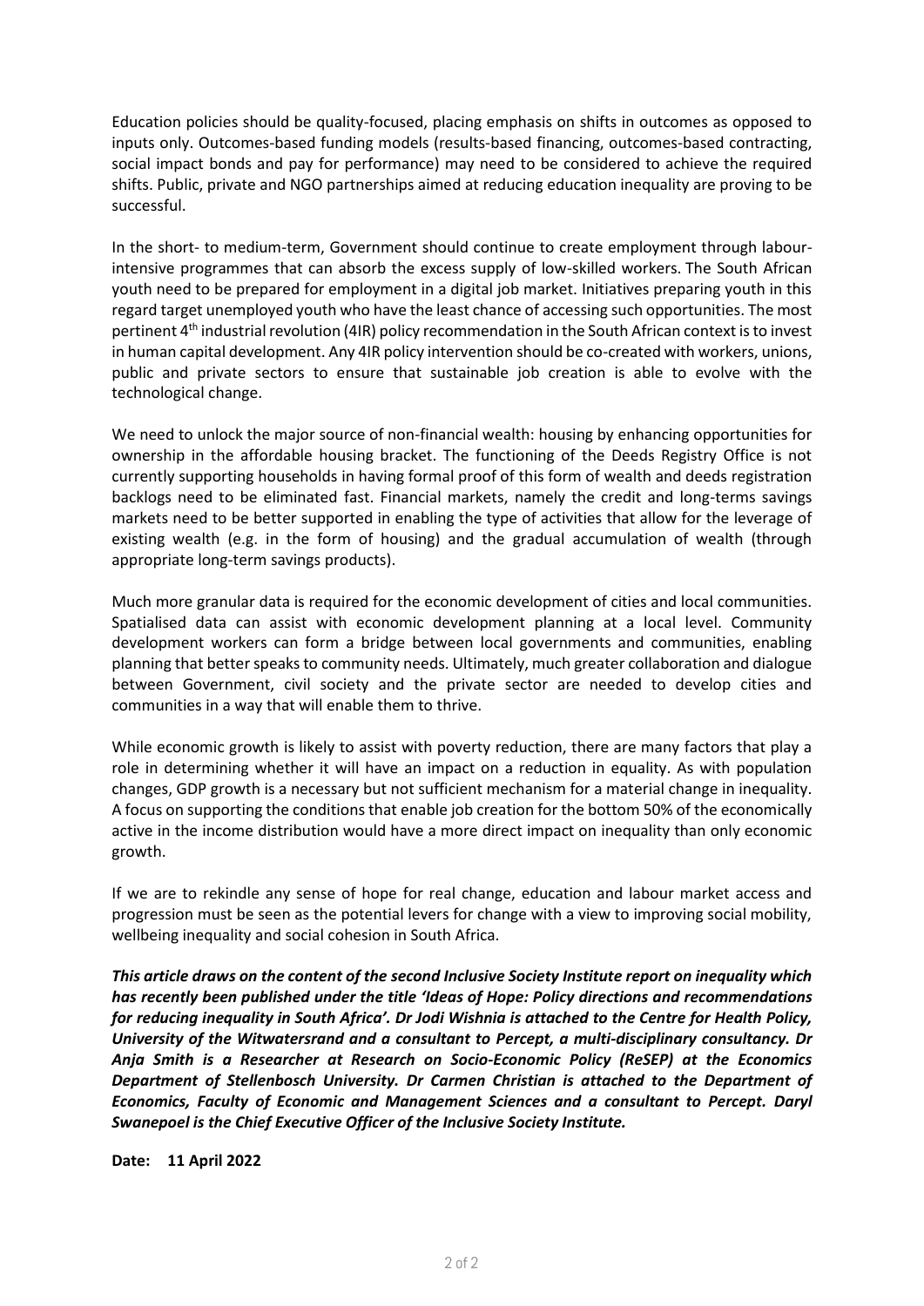Education policies should be quality-focused, placing emphasis on shifts in outcomes as opposed to inputs only. Outcomes-based funding models (results-based financing, outcomes-based contracting, social impact bonds and pay for performance) may need to be considered to achieve the required shifts. Public, private and NGO partnerships aimed at reducing education inequality are proving to be successful.

In the short- to medium-term, Government should continue to create employment through labour-intensive programmes that can absorb the excess supply of low-skilled workers. The South African youth need to be prepared for employment in a digital job market. Initiatives preparing youth in this regard target unemployed youth who have the least chance of accessing such opportunities. The most pertinent 4th industrial revolution (4IR) policy recommendation in the South African context is to invest in human capital development. Any 4IR policy intervention should be co-created with workers, unions, public and private sectors to ensure that sustainable job creation is able to evolve with the technological change.

We need to unlock the major source of non-financial wealth: housing by enhancing opportunities for ownership in the affordable housing bracket. The functioning of the Deeds Registry Office is not currently supporting households in having formal proof of this form of wealth and deeds registration backlogs need to be eliminated fast. Financial markets, namely the credit and long-terms savings markets need to be better supported in enabling the type of activities that allow for the leverage of existing wealth (e.g. in the form of housing) and the gradual accumulation of wealth (through appropriate long-term savings products).

Much more granular data is required for the economic development of cities and local communities. Spatialised data can assist with economic development planning at a local level. Community development workers can form a bridge between local governments and communities, enabling planning that better speaks to community needs. Ultimately, much greater collaboration and dialogue between Government, civil society and the private sector are needed to develop cities and communities in a way that will enable them to thrive.

While economic growth is likely to assist with poverty reduction, there are many factors that play a role in determining whether it will have an impact on a reduction in equality. As with population changes, GDP growth is a necessary but not sufficient mechanism for a material change in inequality. A focus on supporting the conditions that enable job creation for the bottom 50% of the economically active in the income distribution would have a more direct impact on inequality than only economic growth.

If we are to rekindle any sense of hope for real change, education and labour market access and progression must be seen as the potential levers for change with a view to improving social mobility, wellbeing inequality and social cohesion in South Africa.

***This article draws on the content of the second Inclusive Society Institute report on inequality which has recently been published under the title 'Ideas of Hope: Policy directions and recommendations for reducing inequality in South Africa'. Dr Jodi Wishnia is attached to the Centre for Health Policy, University of the Witwatersrand and a consultant to Percept, a multi-disciplinary consultancy. Dr Anja Smith is a Researcher at Research on Socio-Economic Policy (ReSEP) at the Economics Department of Stellenbosch University. Dr Carmen Christian is attached to the Department of Economics, Faculty of Economic and Management Sciences and a consultant to Percept. Daryl Swanepoel is the Chief Executive Officer of the Inclusive Society Institute.***

**Date: 11 April 2022**